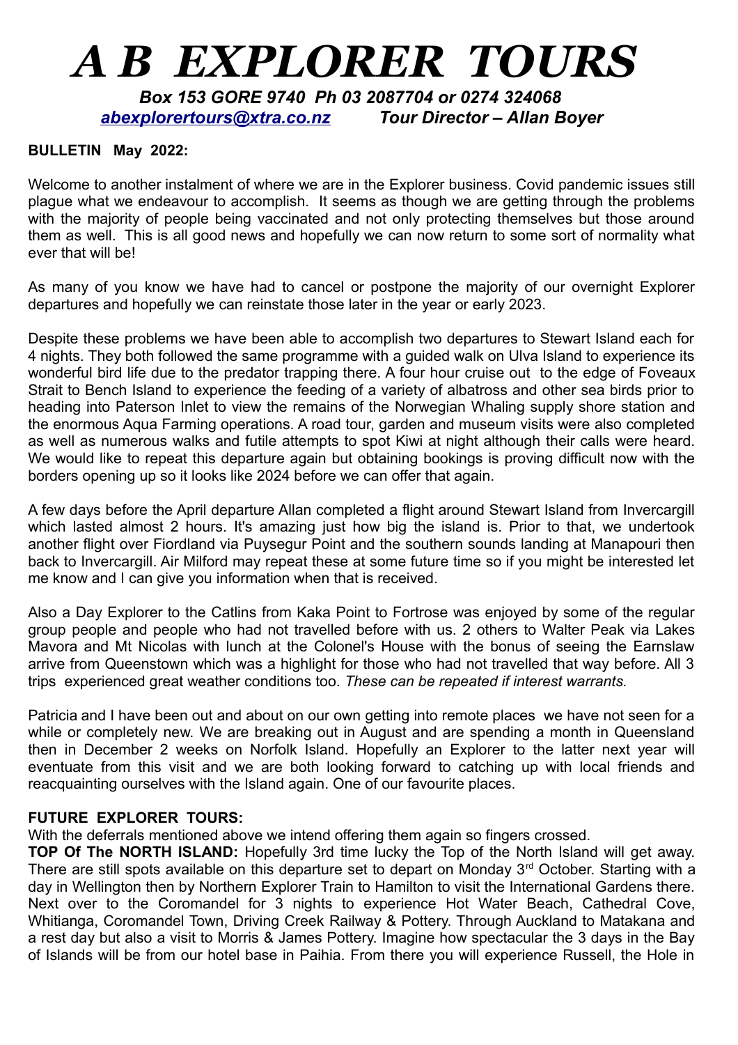# *A B EXPLORER TOURS*

***Box 153 GORE 9740 Ph 03 2087704 or 0274 324068***
***[abexplorertours@xtra.co.nz](mailto:abexplorertours@xtra.co.nz) Tour Director – Allan Boyer***

**BULLETIN May 2022:**

Welcome to another instalment of where we are in the Explorer business. Covid pandemic issues still plague what we endeavour to accomplish. It seems as though we are getting through the problems with the majority of people being vaccinated and not only protecting themselves but those around them as well. This is all good news and hopefully we can now return to some sort of normality what ever that will be!

As many of you know we have had to cancel or postpone the majority of our overnight Explorer departures and hopefully we can reinstate those later in the year or early 2023.

Despite these problems we have been able to accomplish two departures to Stewart Island each for 4 nights. They both followed the same programme with a guided walk on Ulva Island to experience its wonderful bird life due to the predator trapping there. A four hour cruise out to the edge of Foveaux Strait to Bench Island to experience the feeding of a variety of albatross and other sea birds prior to heading into Paterson Inlet to view the remains of the Norwegian Whaling supply shore station and the enormous Aqua Farming operations. A road tour, garden and museum visits were also completed as well as numerous walks and futile attempts to spot Kiwi at night although their calls were heard. We would like to repeat this departure again but obtaining bookings is proving difficult now with the borders opening up so it looks like 2024 before we can offer that again.

A few days before the April departure Allan completed a flight around Stewart Island from Invercargill which lasted almost 2 hours. It's amazing just how big the island is. Prior to that, we undertook another flight over Fiordland via Puysegur Point and the southern sounds landing at Manapouri then back to Invercargill. Air Milford may repeat these at some future time so if you might be interested let me know and I can give you information when that is received.

Also a Day Explorer to the Catlins from Kaka Point to Fortrose was enjoyed by some of the regular group people and people who had not travelled before with us. 2 others to Walter Peak via Lakes Mavora and Mt Nicolas with lunch at the Colonel's House with the bonus of seeing the Earnslaw arrive from Queenstown which was a highlight for those who had not travelled that way before. All 3 trips experienced great weather conditions too. *These can be repeated if interest warrants.*

Patricia and I have been out and about on our own getting into remote places we have not seen for a while or completely new. We are breaking out in August and are spending a month in Queensland then in December 2 weeks on Norfolk Island. Hopefully an Explorer to the latter next year will eventuate from this visit and we are both looking forward to catching up with local friends and reacquainting ourselves with the Island again. One of our favourite places.

**FUTURE EXPLORER TOURS:**

With the deferrals mentioned above we intend offering them again so fingers crossed.

**TOP Of The NORTH ISLAND:** Hopefully 3rd time lucky the Top of the North Island will get away. There are still spots available on this departure set to depart on Monday 3rd October. Starting with a day in Wellington then by Northern Explorer Train to Hamilton to visit the International Gardens there. Next over to the Coromandel for 3 nights to experience Hot Water Beach, Cathedral Cove, Whitianga, Coromandel Town, Driving Creek Railway & Pottery. Through Auckland to Matakana and a rest day but also a visit to Morris & James Pottery. Imagine how spectacular the 3 days in the Bay of Islands will be from our hotel base in Paihia. From there you will experience Russell, the Hole in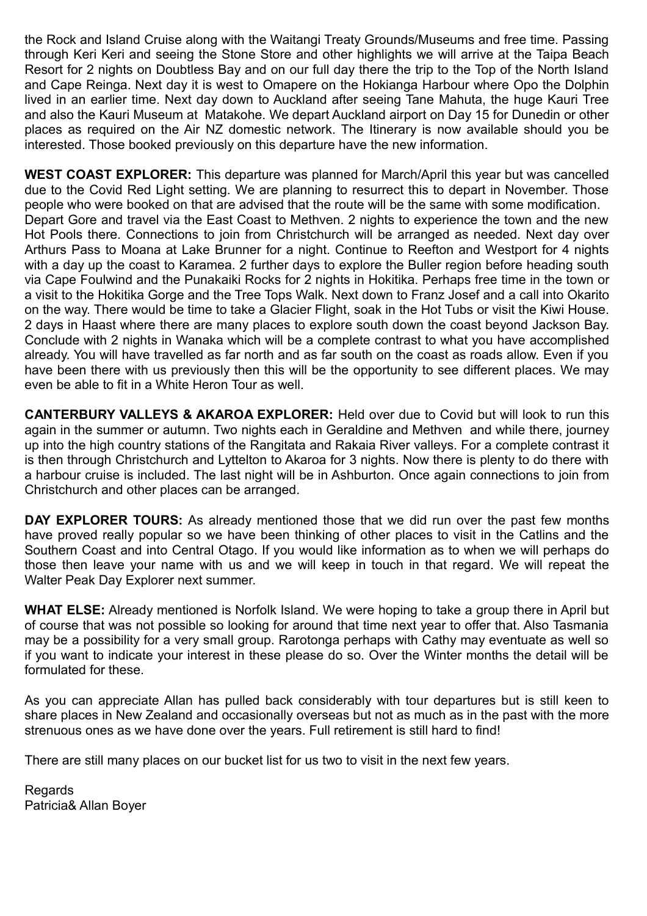the Rock and Island Cruise along with the Waitangi Treaty Grounds/Museums and free time. Passing through Keri Keri and seeing the Stone Store and other highlights we will arrive at the Taipa Beach Resort for 2 nights on Doubtless Bay and on our full day there the trip to the Top of the North Island and Cape Reinga. Next day it is west to Omapere on the Hokianga Harbour where Opo the Dolphin lived in an earlier time. Next day down to Auckland after seeing Tane Mahuta, the huge Kauri Tree and also the Kauri Museum at Matakohe. We depart Auckland airport on Day 15 for Dunedin or other places as required on the Air NZ domestic network. The Itinerary is now available should you be interested. Those booked previously on this departure have the new information.

**WEST COAST EXPLORER:** This departure was planned for March/April this year but was cancelled due to the Covid Red Light setting. We are planning to resurrect this to depart in November. Those people who were booked on that are advised that the route will be the same with some modification. Depart Gore and travel via the East Coast to Methven. 2 nights to experience the town and the new Hot Pools there. Connections to join from Christchurch will be arranged as needed. Next day over Arthurs Pass to Moana at Lake Brunner for a night. Continue to Reefton and Westport for 4 nights with a day up the coast to Karamea. 2 further days to explore the Buller region before heading south via Cape Foulwind and the Punakaiki Rocks for 2 nights in Hokitika. Perhaps free time in the town or a visit to the Hokitika Gorge and the Tree Tops Walk. Next down to Franz Josef and a call into Okarito on the way. There would be time to take a Glacier Flight, soak in the Hot Tubs or visit the Kiwi House. 2 days in Haast where there are many places to explore south down the coast beyond Jackson Bay. Conclude with 2 nights in Wanaka which will be a complete contrast to what you have accomplished already. You will have travelled as far north and as far south on the coast as roads allow. Even if you have been there with us previously then this will be the opportunity to see different places. We may even be able to fit in a White Heron Tour as well.

**CANTERBURY VALLEYS & AKAROA EXPLORER:** Held over due to Covid but will look to run this again in the summer or autumn. Two nights each in Geraldine and Methven and while there, journey up into the high country stations of the Rangitata and Rakaia River valleys. For a complete contrast it is then through Christchurch and Lyttelton to Akaroa for 3 nights. Now there is plenty to do there with a harbour cruise is included. The last night will be in Ashburton. Once again connections to join from Christchurch and other places can be arranged.

**DAY EXPLORER TOURS:** As already mentioned those that we did run over the past few months have proved really popular so we have been thinking of other places to visit in the Catlins and the Southern Coast and into Central Otago. If you would like information as to when we will perhaps do those then leave your name with us and we will keep in touch in that regard. We will repeat the Walter Peak Day Explorer next summer.

**WHAT ELSE:** Already mentioned is Norfolk Island. We were hoping to take a group there in April but of course that was not possible so looking for around that time next year to offer that. Also Tasmania may be a possibility for a very small group. Rarotonga perhaps with Cathy may eventuate as well so if you want to indicate your interest in these please do so. Over the Winter months the detail will be formulated for these.

As you can appreciate Allan has pulled back considerably with tour departures but is still keen to share places in New Zealand and occasionally overseas but not as much as in the past with the more strenuous ones as we have done over the years. Full retirement is still hard to find!

There are still many places on our bucket list for us two to visit in the next few years.

Regards
Patricia& Allan Boyer